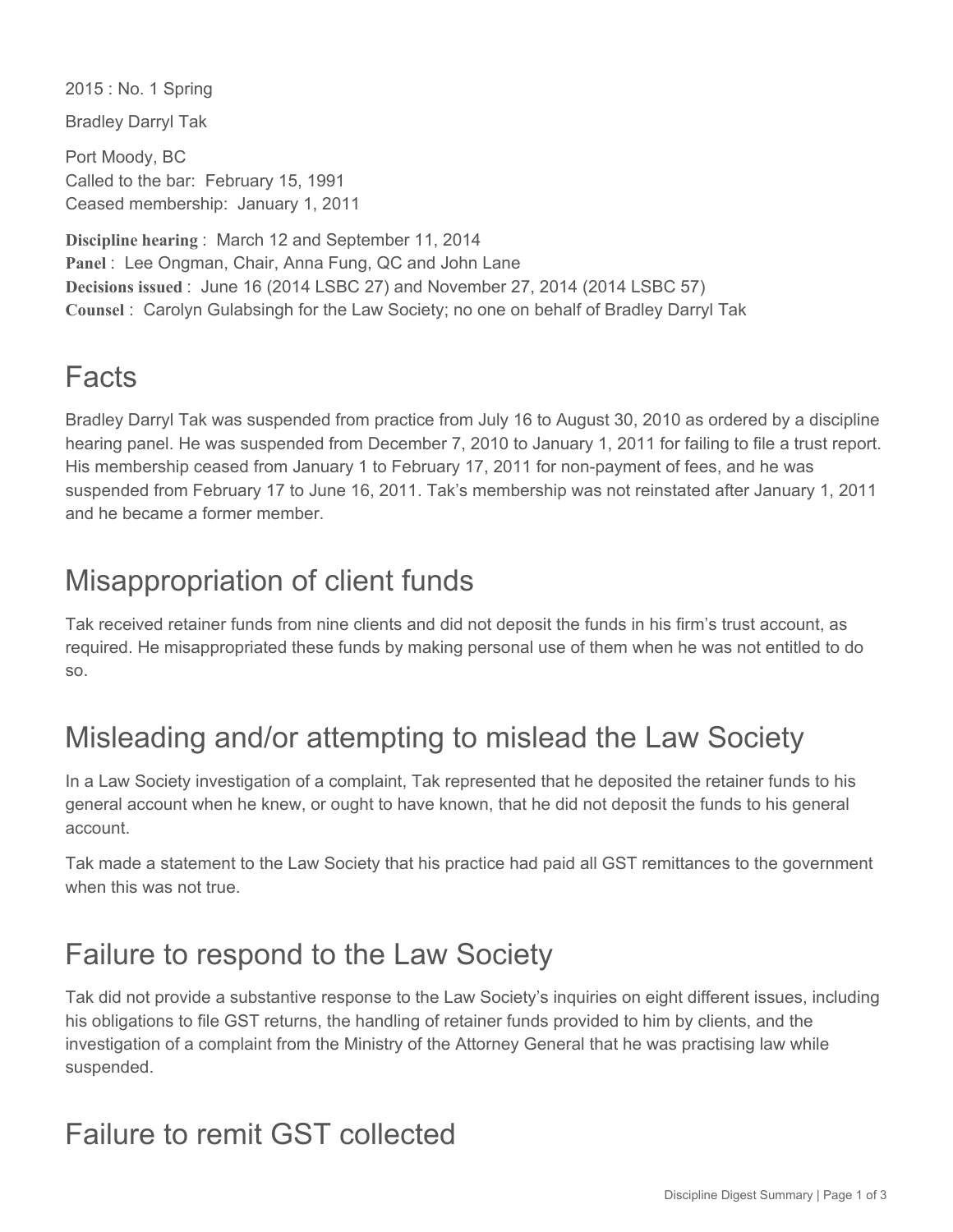2015 : No. 1 Spring

Bradley Darryl Tak

Port Moody, BC  
Called to the bar: February 15, 1991  
Ceased membership: January 1, 2011

**Discipline hearing** : March 12 and September 11, 2014  
**Panel** : Lee Ongman, Chair, Anna Fung, QC and John Lane  
**Decisions issued** : June 16 (2014 LSBC 27) and November 27, 2014 (2014 LSBC 57)  
**Counsel** : Carolyn Gulabsingh for the Law Society; no one on behalf of Bradley Darryl Tak

# Facts

Bradley Darryl Tak was suspended from practice from July 16 to August 30, 2010 as ordered by a discipline hearing panel. He was suspended from December 7, 2010 to January 1, 2011 for failing to file a trust report. His membership ceased from January 1 to February 17, 2011 for non-payment of fees, and he was suspended from February 17 to June 16, 2011. Tak's membership was not reinstated after January 1, 2011 and he became a former member.

# Misappropriation of client funds

Tak received retainer funds from nine clients and did not deposit the funds in his firm's trust account, as required. He misappropriated these funds by making personal use of them when he was not entitled to do so.

# Misleading and/or attempting to mislead the Law Society

In a Law Society investigation of a complaint, Tak represented that he deposited the retainer funds to his general account when he knew, or ought to have known, that he did not deposit the funds to his general account.

Tak made a statement to the Law Society that his practice had paid all GST remittances to the government when this was not true.

# Failure to respond to the Law Society

Tak did not provide a substantive response to the Law Society's inquiries on eight different issues, including his obligations to file GST returns, the handling of retainer funds provided to him by clients, and the investigation of a complaint from the Ministry of the Attorney General that he was practising law while suspended.

# Failure to remit GST collected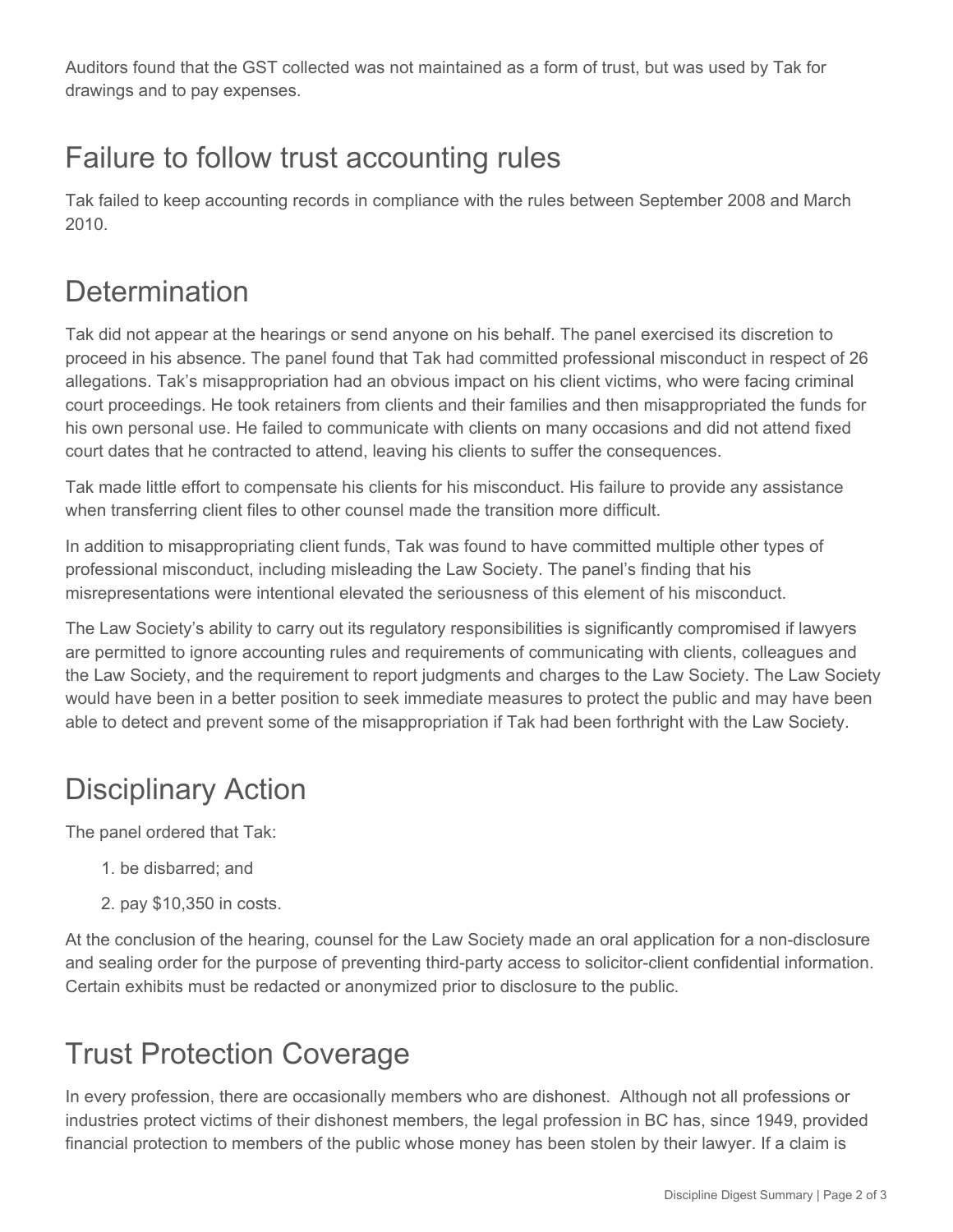Auditors found that the GST collected was not maintained as a form of trust, but was used by Tak for drawings and to pay expenses.

## Failure to follow trust accounting rules

Tak failed to keep accounting records in compliance with the rules between September 2008 and March 2010.

## Determination

Tak did not appear at the hearings or send anyone on his behalf. The panel exercised its discretion to proceed in his absence. The panel found that Tak had committed professional misconduct in respect of 26 allegations. Tak's misappropriation had an obvious impact on his client victims, who were facing criminal court proceedings. He took retainers from clients and their families and then misappropriated the funds for his own personal use. He failed to communicate with clients on many occasions and did not attend fixed court dates that he contracted to attend, leaving his clients to suffer the consequences.

Tak made little effort to compensate his clients for his misconduct. His failure to provide any assistance when transferring client files to other counsel made the transition more difficult.

In addition to misappropriating client funds, Tak was found to have committed multiple other types of professional misconduct, including misleading the Law Society. The panel's finding that his misrepresentations were intentional elevated the seriousness of this element of his misconduct.

The Law Society's ability to carry out its regulatory responsibilities is significantly compromised if lawyers are permitted to ignore accounting rules and requirements of communicating with clients, colleagues and the Law Society, and the requirement to report judgments and charges to the Law Society. The Law Society would have been in a better position to seek immediate measures to protect the public and may have been able to detect and prevent some of the misappropriation if Tak had been forthright with the Law Society.

## Disciplinary Action

The panel ordered that Tak:

1. be disbarred; and
2. pay $10,350 in costs.

At the conclusion of the hearing, counsel for the Law Society made an oral application for a non-disclosure and sealing order for the purpose of preventing third-party access to solicitor-client confidential information. Certain exhibits must be redacted or anonymized prior to disclosure to the public.

## Trust Protection Coverage

In every profession, there are occasionally members who are dishonest. Although not all professions or industries protect victims of their dishonest members, the legal profession in BC has, since 1949, provided financial protection to members of the public whose money has been stolen by their lawyer. If a claim is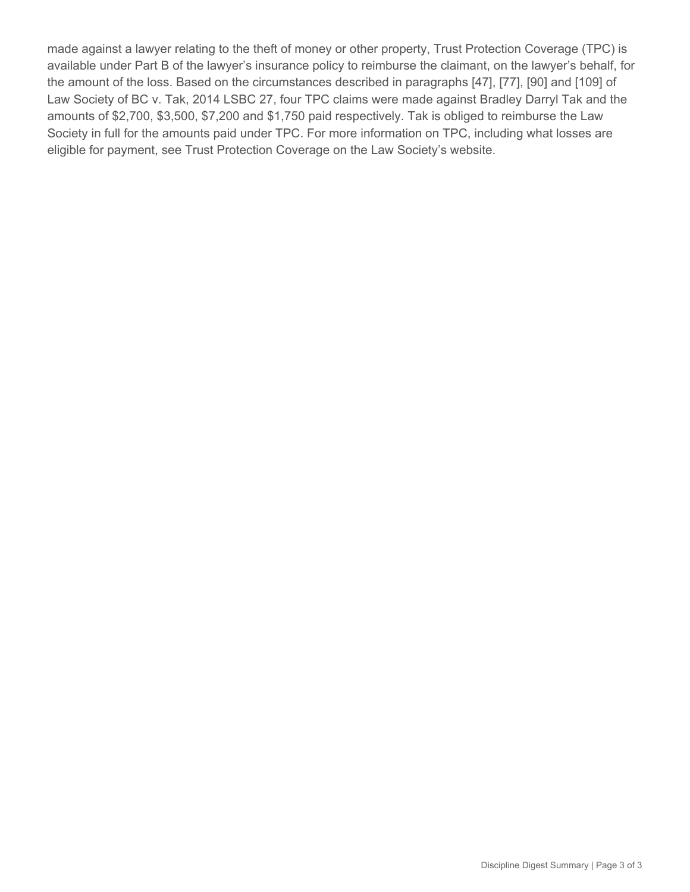made against a lawyer relating to the theft of money or other property, Trust Protection Coverage (TPC) is available under Part B of the lawyer's insurance policy to reimburse the claimant, on the lawyer's behalf, for the amount of the loss. Based on the circumstances described in paragraphs [47], [77], [90] and [109] of Law Society of BC v. Tak, 2014 LSBC 27, four TPC claims were made against Bradley Darryl Tak and the amounts of $2,700, $3,500, $7,200 and $1,750 paid respectively. Tak is obliged to reimburse the Law Society in full for the amounts paid under TPC. For more information on TPC, including what losses are eligible for payment, see Trust Protection Coverage on the Law Society's website.